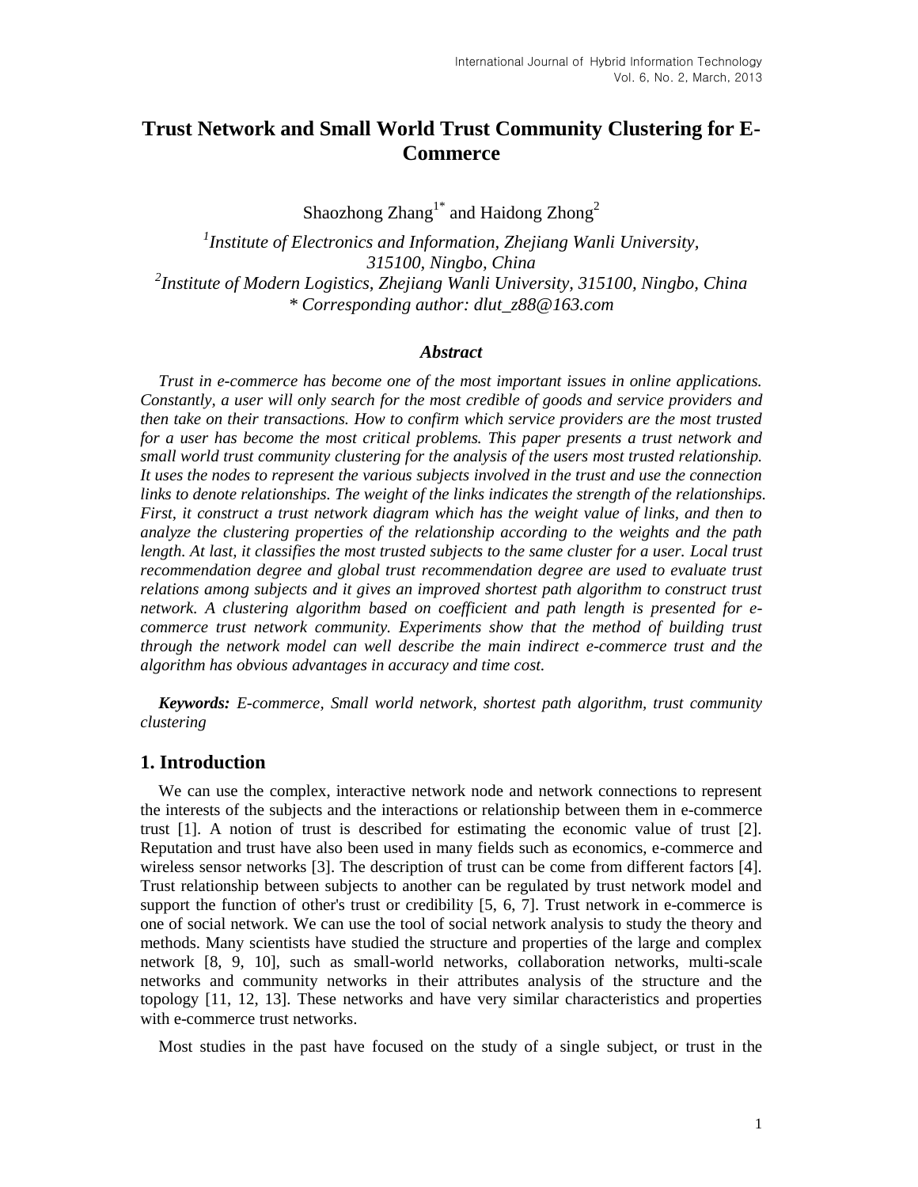# Trust Network and Small World Trust Community Clustering for E-Commerce

Shaozhong Zhang[1*] and Haidong Zhong[2]

[1]*Institute of Electronics and Information, Zhejiang Wanli University, 315100, Ningbo, China*
[2]*Institute of Modern Logistics, Zhejiang Wanli University, 315100, Ningbo, China*
*\* Corresponding author: dlut_z88@163.com*

### *Abstract*

*Trust in e-commerce has become one of the most important issues in online applications. Constantly, a user will only search for the most credible of goods and service providers and then take on their transactions. How to confirm which service providers are the most trusted for a user has become the most critical problems. This paper presents a trust network and small world trust community clustering for the analysis of the users most trusted relationship. It uses the nodes to represent the various subjects involved in the trust and use the connection links to denote relationships. The weight of the links indicates the strength of the relationships. First, it construct a trust network diagram which has the weight value of links, and then to analyze the clustering properties of the relationship according to the weights and the path length. At last, it classifies the most trusted subjects to the same cluster for a user. Local trust recommendation degree and global trust recommendation degree are used to evaluate trust relations among subjects and it gives an improved shortest path algorithm to construct trust network. A clustering algorithm based on coefficient and path length is presented for e-commerce trust network community. Experiments show that the method of building trust through the network model can well describe the main indirect e-commerce trust and the algorithm has obvious advantages in accuracy and time cost.*

***Keywords:*** *E-commerce, Small world network, shortest path algorithm, trust community clustering*

## 1. Introduction

We can use the complex, interactive network node and network connections to represent the interests of the subjects and the interactions or relationship between them in e-commerce trust [1]. A notion of trust is described for estimating the economic value of trust [2]. Reputation and trust have also been used in many fields such as economics, e-commerce and wireless sensor networks [3]. The description of trust can be come from different factors [4]. Trust relationship between subjects to another can be regulated by trust network model and support the function of other's trust or credibility [5, 6, 7]. Trust network in e-commerce is one of social network. We can use the tool of social network analysis to study the theory and methods. Many scientists have studied the structure and properties of the large and complex network [8, 9, 10], such as small-world networks, collaboration networks, multi-scale networks and community networks in their attributes analysis of the structure and the topology [11, 12, 13]. These networks and have very similar characteristics and properties with e-commerce trust networks.

Most studies in the past have focused on the study of a single subject, or trust in the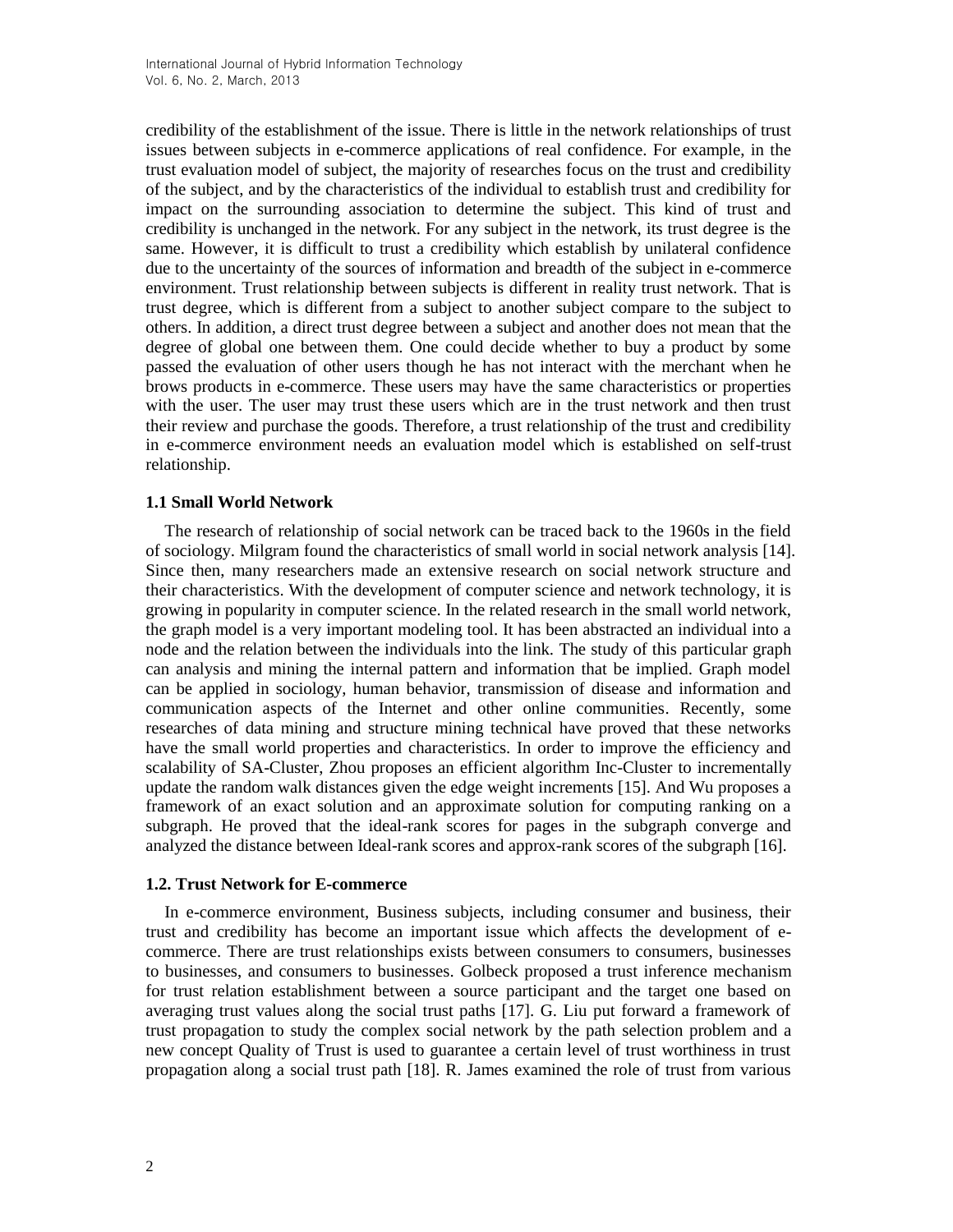credibility of the establishment of the issue. There is little in the network relationships of trust issues between subjects in e-commerce applications of real confidence. For example, in the trust evaluation model of subject, the majority of researches focus on the trust and credibility of the subject, and by the characteristics of the individual to establish trust and credibility for impact on the surrounding association to determine the subject. This kind of trust and credibility is unchanged in the network. For any subject in the network, its trust degree is the same. However, it is difficult to trust a credibility which establish by unilateral confidence due to the uncertainty of the sources of information and breadth of the subject in e-commerce environment. Trust relationship between subjects is different in reality trust network. That is trust degree, which is different from a subject to another subject compare to the subject to others. In addition, a direct trust degree between a subject and another does not mean that the degree of global one between them. One could decide whether to buy a product by some passed the evaluation of other users though he has not interact with the merchant when he brows products in e-commerce. These users may have the same characteristics or properties with the user. The user may trust these users which are in the trust network and then trust their review and purchase the goods. Therefore, a trust relationship of the trust and credibility in e-commerce environment needs an evaluation model which is established on self-trust relationship.

### 1.1 Small World Network

The research of relationship of social network can be traced back to the 1960s in the field of sociology. Milgram found the characteristics of small world in social network analysis [14]. Since then, many researchers made an extensive research on social network structure and their characteristics. With the development of computer science and network technology, it is growing in popularity in computer science. In the related research in the small world network, the graph model is a very important modeling tool. It has been abstracted an individual into a node and the relation between the individuals into the link. The study of this particular graph can analysis and mining the internal pattern and information that be implied. Graph model can be applied in sociology, human behavior, transmission of disease and information and communication aspects of the Internet and other online communities. Recently, some researches of data mining and structure mining technical have proved that these networks have the small world properties and characteristics. In order to improve the efficiency and scalability of SA-Cluster, Zhou proposes an efficient algorithm Inc-Cluster to incrementally update the random walk distances given the edge weight increments [15]. And Wu proposes a framework of an exact solution and an approximate solution for computing ranking on a subgraph. He proved that the ideal-rank scores for pages in the subgraph converge and analyzed the distance between Ideal-rank scores and approx-rank scores of the subgraph [16].

### 1.2. Trust Network for E-commerce

In e-commerce environment, Business subjects, including consumer and business, their trust and credibility has become an important issue which affects the development of e-commerce. There are trust relationships exists between consumers to consumers, businesses to businesses, and consumers to businesses. Golbeck proposed a trust inference mechanism for trust relation establishment between a source participant and the target one based on averaging trust values along the social trust paths [17]. G. Liu put forward a framework of trust propagation to study the complex social network by the path selection problem and a new concept Quality of Trust is used to guarantee a certain level of trust worthiness in trust propagation along a social trust path [18]. R. James examined the role of trust from various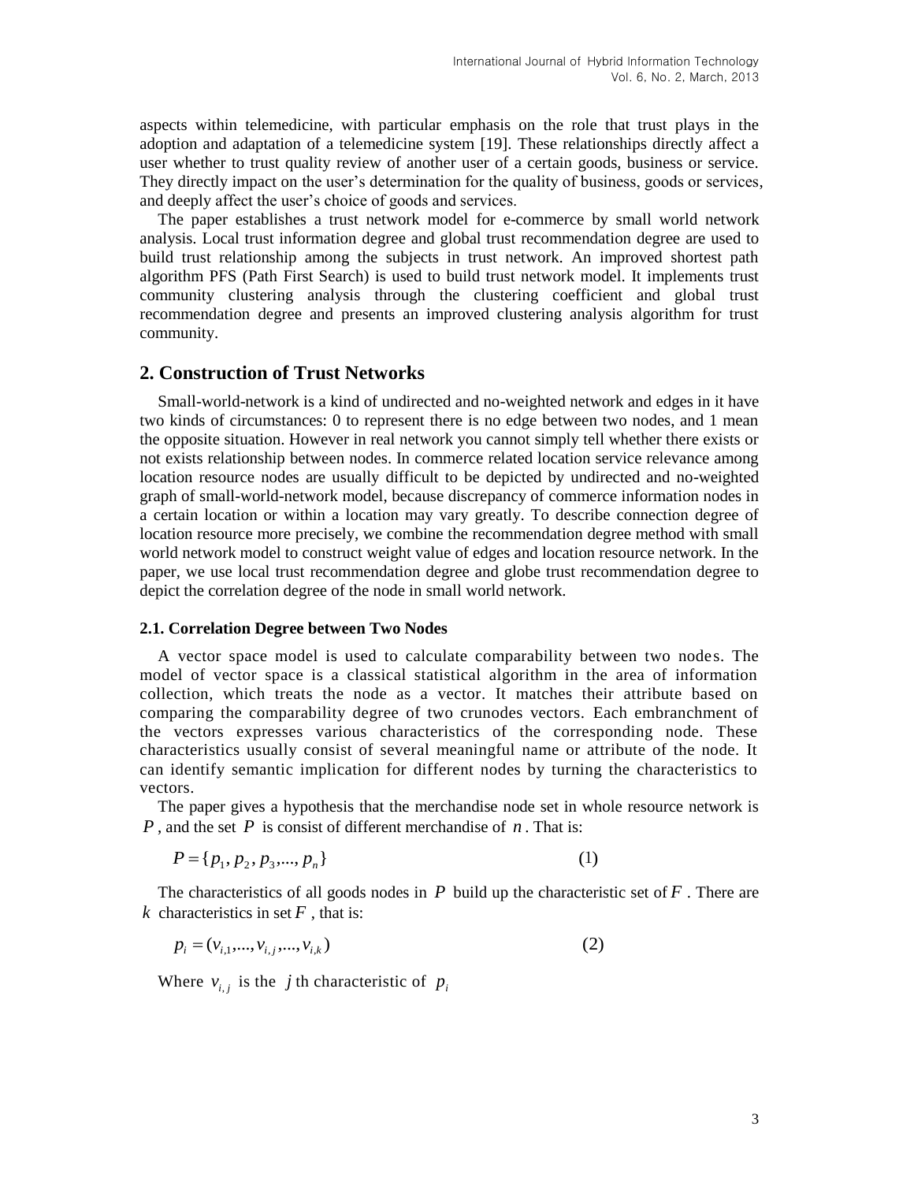aspects within telemedicine, with particular emphasis on the role that trust plays in the adoption and adaptation of a telemedicine system [19]. These relationships directly affect a user whether to trust quality review of another user of a certain goods, business or service. They directly impact on the user's determination for the quality of business, goods or services, and deeply affect the user's choice of goods and services.

The paper establishes a trust network model for e-commerce by small world network analysis. Local trust information degree and global trust recommendation degree are used to build trust relationship among the subjects in trust network. An improved shortest path algorithm PFS (Path First Search) is used to build trust network model. It implements trust community clustering analysis through the clustering coefficient and global trust recommendation degree and presents an improved clustering analysis algorithm for trust community.

## 2. Construction of Trust Networks

Small-world-network is a kind of undirected and no-weighted network and edges in it have two kinds of circumstances: 0 to represent there is no edge between two nodes, and 1 mean the opposite situation. However in real network you cannot simply tell whether there exists or not exists relationship between nodes. In commerce related location service relevance among location resource nodes are usually difficult to be depicted by undirected and no-weighted graph of small-world-network model, because discrepancy of commerce information nodes in a certain location or within a location may vary greatly. To describe connection degree of location resource more precisely, we combine the recommendation degree method with small world network model to construct weight value of edges and location resource network. In the paper, we use local trust recommendation degree and globe trust recommendation degree to depict the correlation degree of the node in small world network.

### 2.1. Correlation Degree between Two Nodes

A vector space model is used to calculate comparability between two nodes. The model of vector space is a classical statistical algorithm in the area of information collection, which treats the node as a vector. It matches their attribute based on comparing the comparability degree of two crunodes vectors. Each embranchment of the vectors expresses various characteristics of the corresponding node. These characteristics usually consist of several meaningful name or attribute of the node. It can identify semantic implication for different nodes by turning the characteristics to vectors.

The paper gives a hypothesis that the merchandise node set in whole resource network is $P$, and the set $P$ is consist of different merchandise of $n$. That is:

$$P = \{p_1, p_2, p_3, ..., p_n\} \tag{1}$$

The characteristics of all goods nodes in $P$ build up the characteristic set of $F$. There are $k$ characteristics in set $F$, that is:

$$p_i = (v_{i,1}, ..., v_{i,j}, ..., v_{i,k}) \tag{2}$$

Where $v_{i,j}$ is the $j$ th characteristic of $p_i$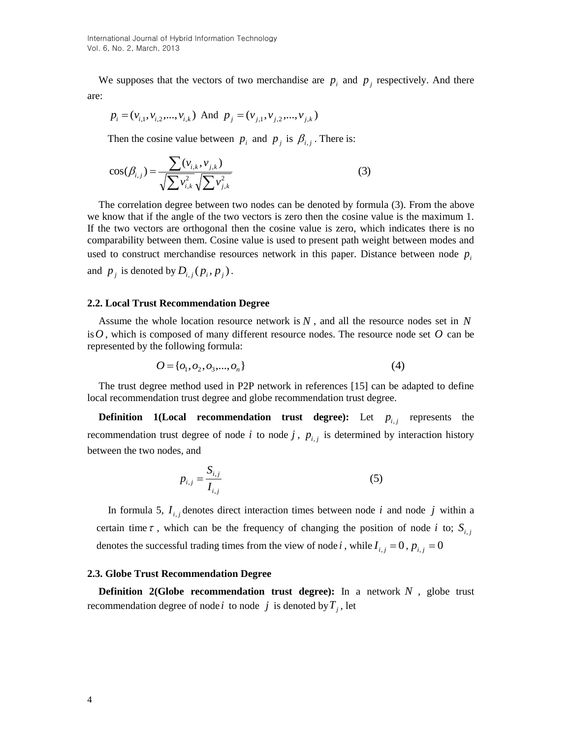We supposes that the vectors of two merchandise are $p_i$ and $p_j$ respectively. And there are:

$p_i = (v_{i,1}, v_{i,2}, ..., v_{i,k})$ And $p_j = (v_{j,1}, v_{j,2}, ..., v_{j,k})$

Then the cosine value between $p_i$ and $p_j$ is $\beta_{i,j}$. There is:

$$\cos(\beta_{i,j}) = \frac{\sum (v_{i,k}, v_{j,k})}{\sqrt{\sum v_{i,k}^2}\sqrt{\sum v_{j,k}^2}} \tag{3}$$

The correlation degree between two nodes can be denoted by formula (3). From the above we know that if the angle of the two vectors is zero then the cosine value is the maximum 1. If the two vectors are orthogonal then the cosine value is zero, which indicates there is no comparability between them. Cosine value is used to present path weight between modes and used to construct merchandise resources network in this paper. Distance between node $p_i$ and $p_j$ is denoted by $D_{i,j}(p_i, p_j)$.

### 2.2. Local Trust Recommendation Degree

Assume the whole location resource network is $N$, and all the resource nodes set in $N$ is $O$, which is composed of many different resource nodes. The resource node set $O$ can be represented by the following formula:

$$O = \{o_1, o_2, o_3, ..., o_n\} \tag{4}$$

The trust degree method used in P2P network in references [15] can be adapted to define local recommendation trust degree and globe recommendation trust degree.

**Definition 1(Local recommendation trust degree):** Let $p_{i,j}$ represents the recommendation trust degree of node $i$ to node $j$, $p_{i,j}$ is determined by interaction history between the two nodes, and

$$p_{i,j} = \frac{S_{i,j}}{I_{i,j}} \tag{5}$$

In formula 5, $I_{i,j}$ denotes direct interaction times between node $i$ and node $j$ within a certain time $\tau$, which can be the frequency of changing the position of node $i$ to; $S_{i,j}$ denotes the successful trading times from the view of node $i$, while $I_{i,j} = 0$, $p_{i,j} = 0$

### 2.3. Globe Trust Recommendation Degree

**Definition 2(Globe recommendation trust degree):** In a network $N$, globe trust recommendation degree of node $i$ to node $j$ is denoted by $T_j$, let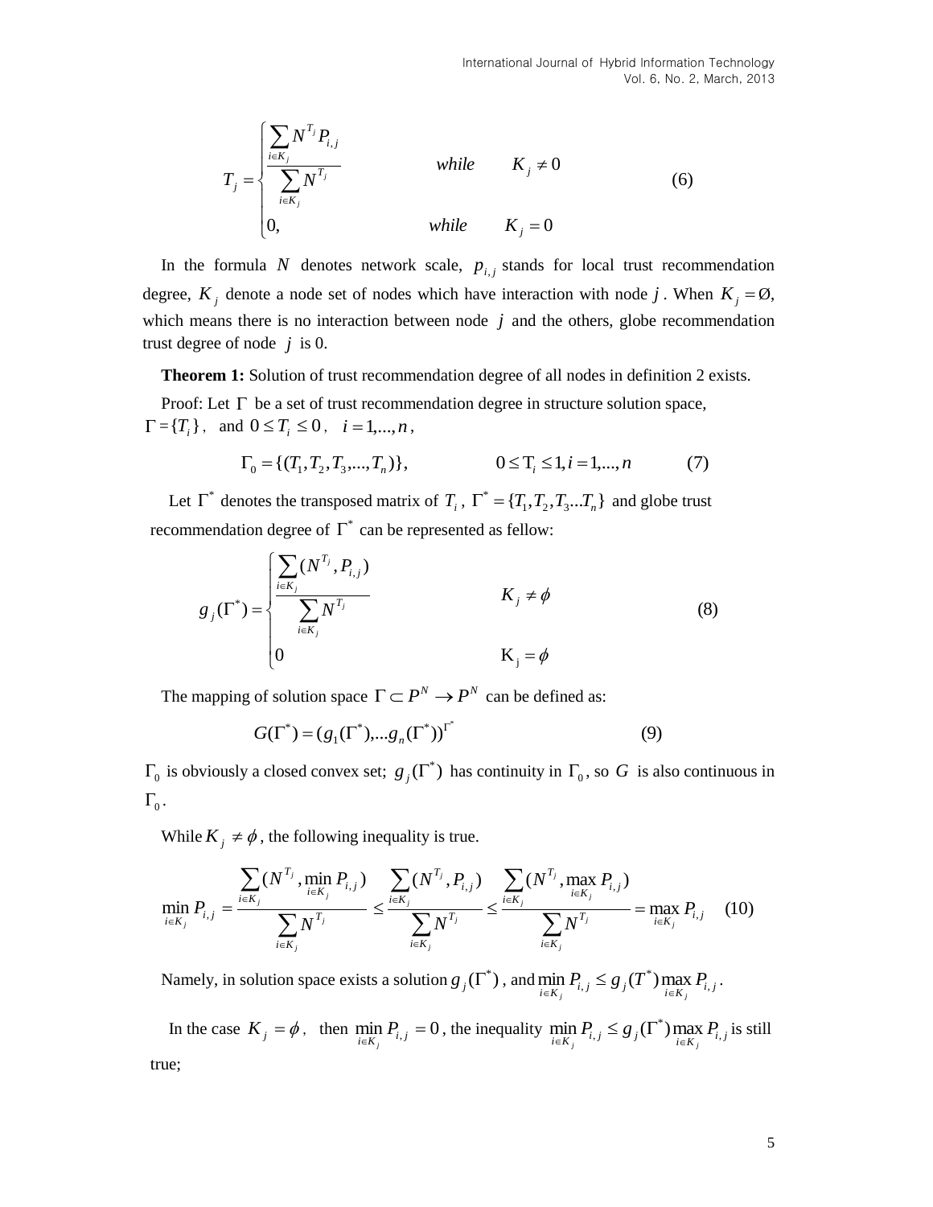$$
T_j = \begin{cases} \dfrac{\sum_{i \in K_j} N^{T_j} P_{i,j}}{\sum_{i \in K_j} N^{T_j}} & while \quad K_j \neq 0 \\ 0, & while \quad K_j = 0 \end{cases} \tag{6}
$$

In the formula $N$ denotes network scale, $p_{i,j}$ stands for local trust recommendation degree, $K_j$ denote a node set of nodes which have interaction with node $j$. When $K_j = \varnothing$, which means there is no interaction between node $j$ and the others, globe recommendation trust degree of node $j$ is 0.

**Theorem 1:** Solution of trust recommendation degree of all nodes in definition 2 exists.

Proof: Let $\Gamma$ be a set of trust recommendation degree in structure solution space, $\Gamma = \{T_i\}$, and $0 \le T_i \le 0$, $i = 1,...,n$,

$$
\Gamma_0 = \{(T_1, T_2, T_3, ..., T_n)\}, \qquad 0 \le T_i \le 1, i = 1,...,n \tag{7}
$$

Let $\Gamma^*$ denotes the transposed matrix of $T_i$, $\Gamma^* = \{T_1, T_2, T_3 ... T_n\}$ and globe trust recommendation degree of $\Gamma^*$ can be represented as fellow:

$$
g_j(\Gamma^*) = \begin{cases} \dfrac{\sum_{i \in K_j} (N^{T_j}, P_{i,j})}{\sum_{i \in K_j} N^{T_j}} & K_j \neq \phi \\ 0 & K_j = \phi \end{cases} \tag{8}
$$

The mapping of solution space $\Gamma \subset P^N \to P^N$ can be defined as:

$$
G(\Gamma^*) = (g_1(\Gamma^*), ... g_n(\Gamma^*))^{\Gamma^*} \tag{9}
$$

$\Gamma_0$ is obviously a closed convex set; $g_j(\Gamma^*)$ has continuity in $\Gamma_0$, so $G$ is also continuous in $\Gamma_0$.

While $K_j \neq \phi$, the following inequality is true.

$$
\min_{i \in K_j} P_{i,j} = \frac{\sum_{i \in K_j} (N^{T_j}, \min_{i \in K_j} P_{i,j})}{\sum_{i \in K_j} N^{T_j}} \le \frac{\sum_{i \in K_j} (N^{T_j}, P_{i,j})}{\sum_{i \in K_j} N^{T_j}} \le \frac{\sum_{i \in K_j} (N^{T_j}, \max_{i \in K_j} P_{i,j})}{\sum_{i \in K_j} N^{T_j}} = \max_{i \in K_j} P_{i,j} \tag{10}
$$

Namely, in solution space exists a solution $g_j(\Gamma^*)$, and $\min_{i \in K_j} P_{i,j} \le g_j(T^*) \max_{i \in K_j} P_{i,j}$.

In the case $K_j = \phi$, then $\min_{i \in K_j} P_{i,j} = 0$, the inequality $\min_{i \in K_j} P_{i,j} \le g_j(\Gamma^*) \max_{i \in K_j} P_{i,j}$ is still true;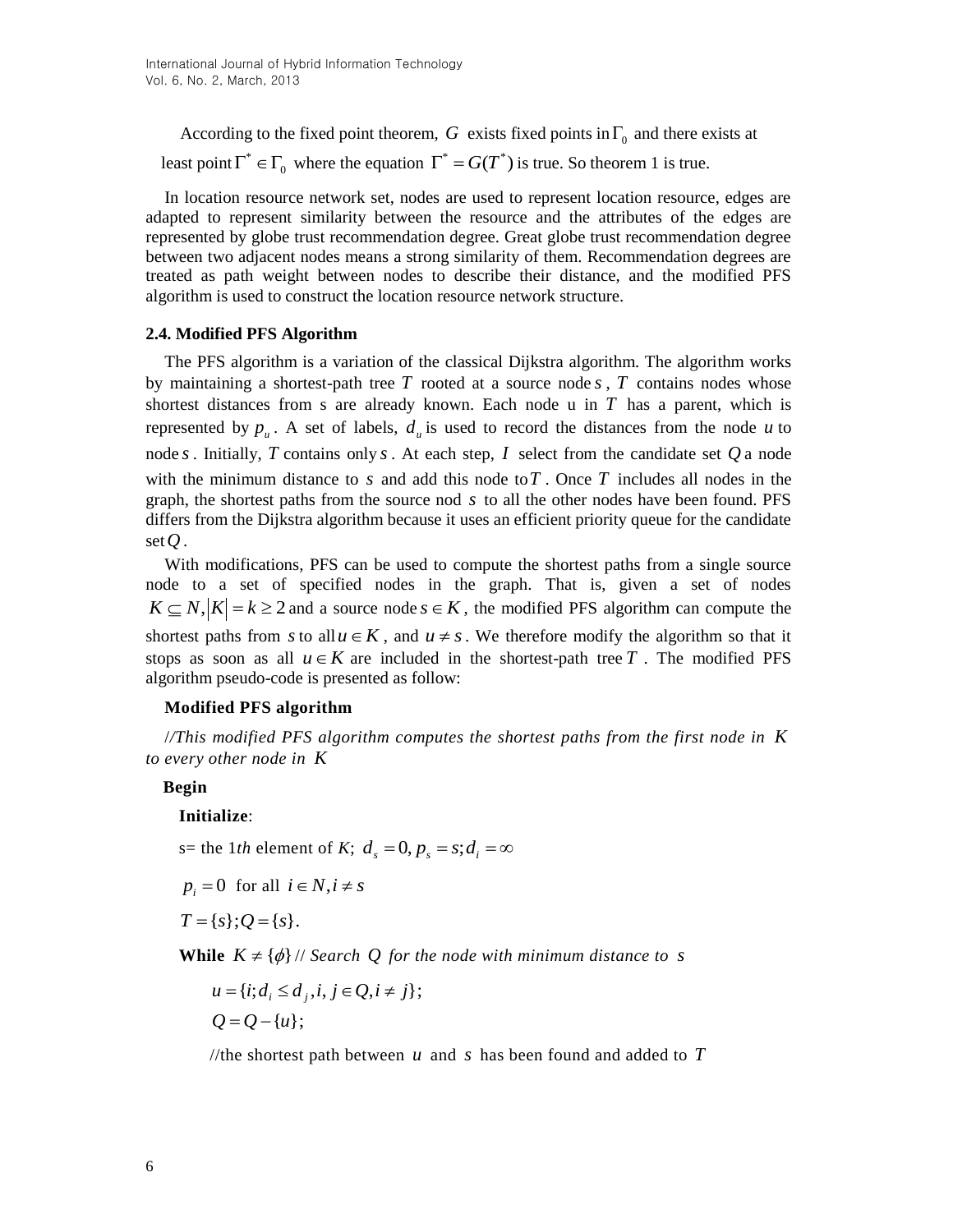According to the fixed point theorem, $G$ exists fixed points in $\Gamma_0$ and there exists at least point $\Gamma^* \in \Gamma_0$ where the equation $\Gamma^* = G(T^*)$ is true. So theorem 1 is true.

In location resource network set, nodes are used to represent location resource, edges are adapted to represent similarity between the resource and the attributes of the edges are represented by globe trust recommendation degree. Great globe trust recommendation degree between two adjacent nodes means a strong similarity of them. Recommendation degrees are treated as path weight between nodes to describe their distance, and the modified PFS algorithm is used to construct the location resource network structure.

### 2.4. Modified PFS Algorithm

The PFS algorithm is a variation of the classical Dijkstra algorithm. The algorithm works by maintaining a shortest-path tree $T$ rooted at a source node $s$, $T$ contains nodes whose shortest distances from s are already known. Each node u in $T$ has a parent, which is represented by $p_u$. A set of labels, $d_u$ is used to record the distances from the node $u$ to node $s$. Initially, $T$ contains only $s$. At each step, $I$ select from the candidate set $Q$ a node with the minimum distance to $s$ and add this node to $T$. Once $T$ includes all nodes in the graph, the shortest paths from the source nod $s$ to all the other nodes have been found. PFS differs from the Dijkstra algorithm because it uses an efficient priority queue for the candidate set $Q$.

With modifications, PFS can be used to compute the shortest paths from a single source node to a set of specified nodes in the graph. That is, given a set of nodes $K \subseteq N, |K| = k \geq 2$ and a source node $s \in K$, the modified PFS algorithm can compute the shortest paths from $s$ to all $u \in K$, and $u \neq s$. We therefore modify the algorithm so that it stops as soon as all $u \in K$ are included in the shortest-path tree $T$. The modified PFS algorithm pseudo-code is presented as follow:

**Modified PFS algorithm**

*//This modified PFS algorithm computes the shortest paths from the first node in $K$ to every other node in $K$*

**Begin**

**Initialize**:

s= the 1*th* element of *K*; $d_s = 0, p_s = s; d_i = \infty$

$p_i = 0$ for all $i \in N, i \neq s$

$T = \{s\}; Q = \{s\}$.

**While** $K \neq \{\phi\}$ // *Search $Q$ for the node with minimum distance to $s$*

$u = \{i; d_i \leq d_j, i, j \in Q, i \neq j\}$;

$Q = Q - \{u\}$;

//the shortest path between $u$ and $s$ has been found and added to $T$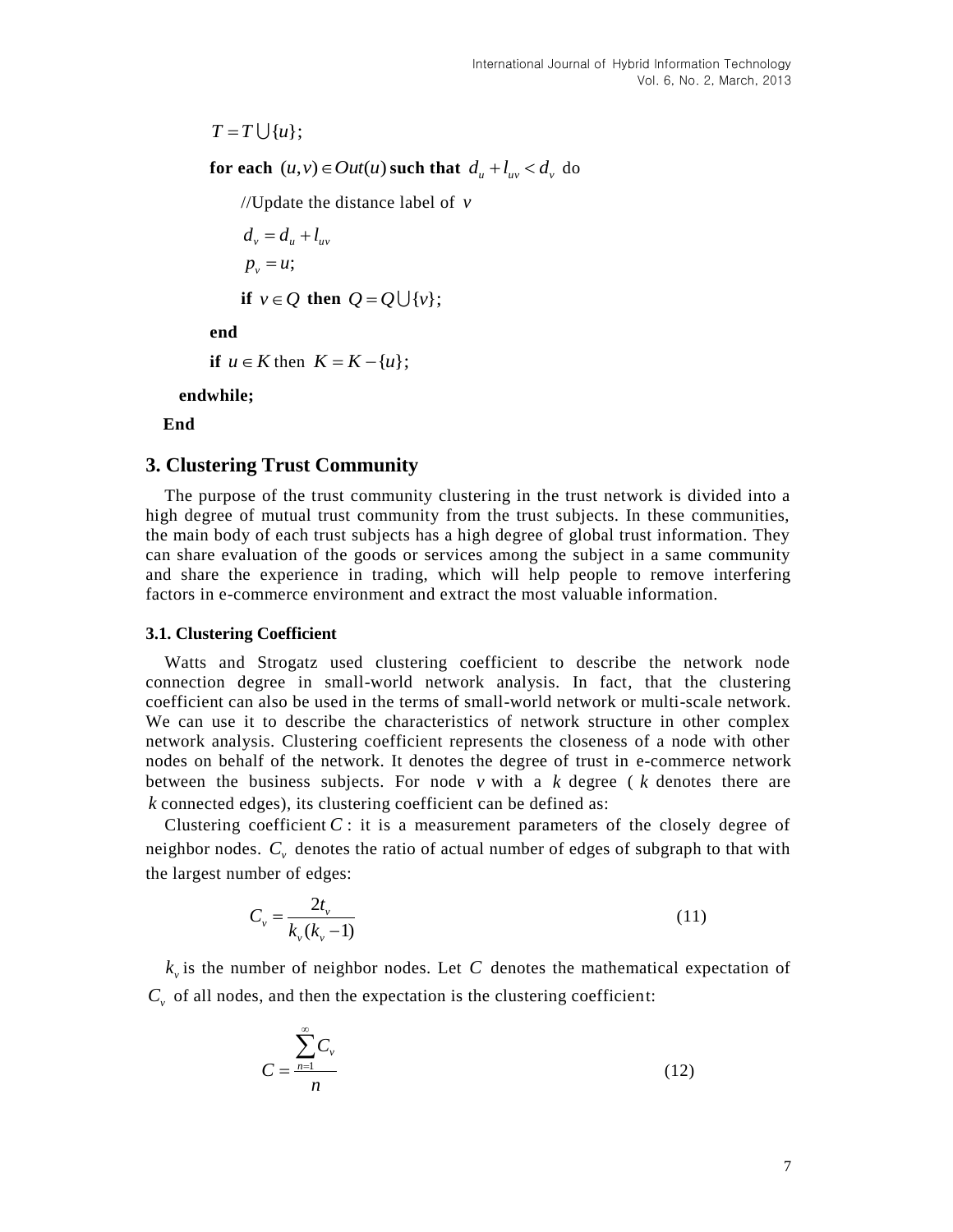$T = T \bigcup \{u\}$;

**for each** $(u,v) \in Out(u)$ **such that** $d_u + l_{uv} < d_v$ do

//Update the distance label of $v$

$d_v = d_u + l_{uv}$

$p_v = u$;

**if** $v \in Q$ **then** $Q = Q \bigcup \{v\}$;

**end**

**if** $u \in K$ then $K = K - \{u\}$;

**endwhile;**

**End**

## 3. Clustering Trust Community

The purpose of the trust community clustering in the trust network is divided into a high degree of mutual trust community from the trust subjects. In these communities, the main body of each trust subjects has a high degree of global trust information. They can share evaluation of the goods or services among the subject in a same community and share the experience in trading, which will help people to remove interfering factors in e-commerce environment and extract the most valuable information.

### 3.1. Clustering Coefficient

Watts and Strogatz used clustering coefficient to describe the network node connection degree in small-world network analysis. In fact, that the clustering coefficient can also be used in the terms of small-world network or multi-scale network. We can use it to describe the characteristics of network structure in other complex network analysis. Clustering coefficient represents the closeness of a node with other nodes on behalf of the network. It denotes the degree of trust in e-commerce network between the business subjects. For node $v$ with a $k$ degree ( $k$ denotes there are $k$ connected edges), its clustering coefficient can be defined as:

Clustering coefficient $C$ : it is a measurement parameters of the closely degree of neighbor nodes. $C_v$ denotes the ratio of actual number of edges of subgraph to that with the largest number of edges:

$$C_v = \frac{2t_v}{k_v(k_v - 1)} \tag{11}$$

$k_v$ is the number of neighbor nodes. Let $C$ denotes the mathematical expectation of $C_v$ of all nodes, and then the expectation is the clustering coefficient:

$$C = \frac{\sum_{n=1}^{\infty} C_v}{n} \tag{12}$$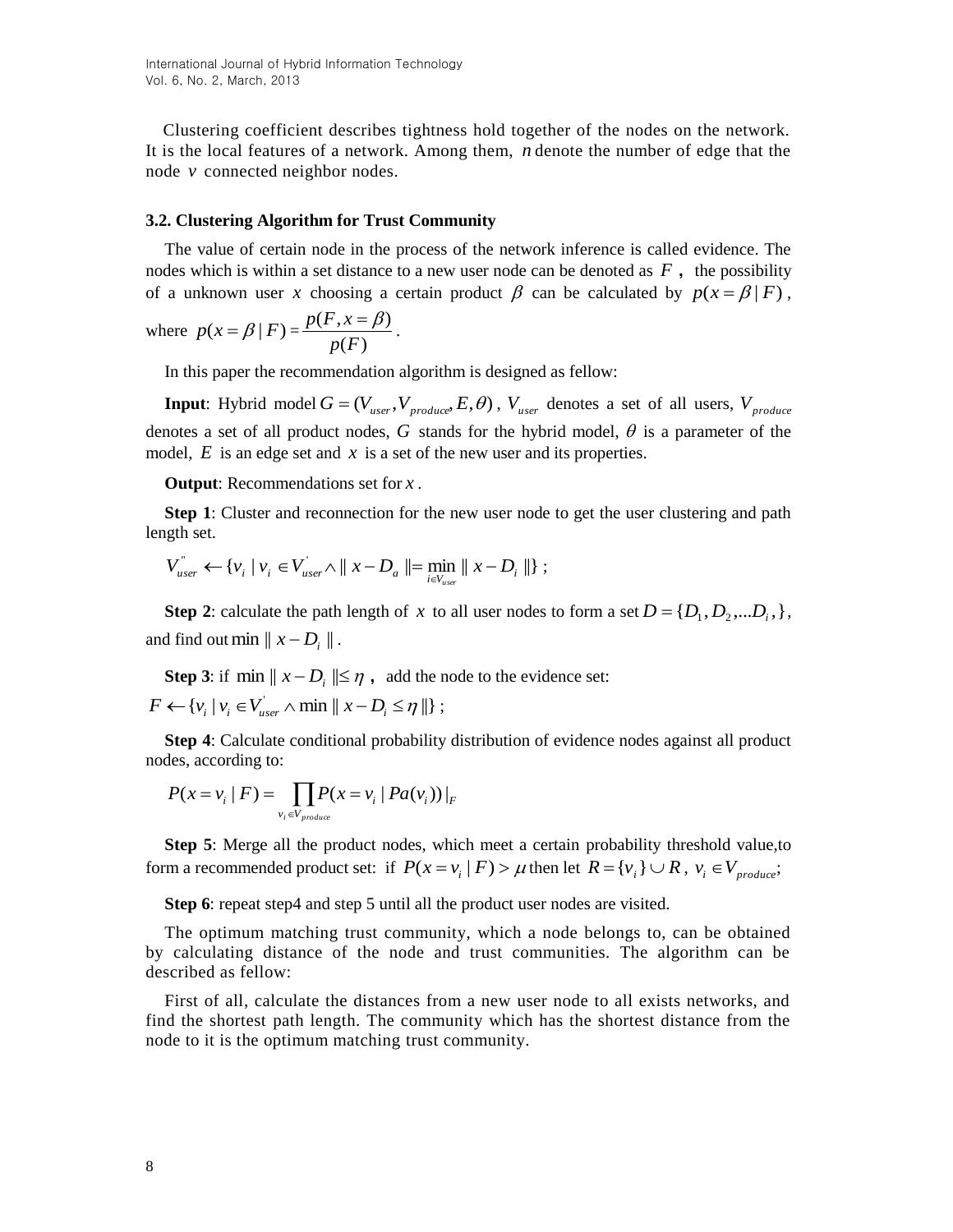Clustering coefficient describes tightness hold together of the nodes on the network. It is the local features of a network. Among them, $n$ denote the number of edge that the node $v$ connected neighbor nodes.

### 3.2. Clustering Algorithm for Trust Community

The value of certain node in the process of the network inference is called evidence. The nodes which is within a set distance to a new user node can be denoted as $F$ **,** the possibility of a unknown user $x$ choosing a certain product $\beta$ can be calculated by $p(x=\beta \mid F)$, where $p(x=\beta \mid F)=\dfrac{p(F, x=\beta)}{p(F)}$.

In this paper the recommendation algorithm is designed as fellow:

**Input**: Hybrid model $G=(V_{user}, V_{produce}, E, \theta)$, $V_{user}$ denotes a set of all users, $V_{produce}$ denotes a set of all product nodes, $G$ stands for the hybrid model, $\theta$ is a parameter of the model, $E$ is an edge set and $x$ is a set of the new user and its properties.

**Output**: Recommendations set for $x$.

**Step 1**: Cluster and reconnection for the new user node to get the user clustering and path length set.

$$V_{user}^{''} \leftarrow \{v_i \mid v_i \in V_{user}^{'} \wedge \| x-D_a \| = \min_{i \in V_{user}} \| x-D_i \| \};$$

**Step 2**: calculate the path length of $x$ to all user nodes to form a set $D=\{D_1, D_2, ... D_i, \}$, and find out $\min \| x-D_i \|$.

**Step 3**: if $\min \| x-D_i \| \leq \eta$ **,** add the node to the evidence set:

$$F \leftarrow \{v_i \mid v_i \in V_{user}^{'} \wedge \min \| x-D_i \leq \eta \| \};$$

**Step 4**: Calculate conditional probability distribution of evidence nodes against all product nodes, according to:

$$P(x=v_i \mid F)=\prod_{v_i \in V_{produce}} P(x=v_i \mid Pa(v_i))|_F$$

**Step 5**: Merge all the product nodes, which meet a certain probability threshold value,to form a recommended product set: if $P(x=v_i \mid F)>\mu$ then let $R=\{v_i\} \cup R$, $v_i \in V_{produce}$;

**Step 6**: repeat step4 and step 5 until all the product user nodes are visited.

The optimum matching trust community, which a node belongs to, can be obtained by calculating distance of the node and trust communities. The algorithm can be described as fellow:

First of all, calculate the distances from a new user node to all exists networks, and find the shortest path length. The community which has the shortest distance from the node to it is the optimum matching trust community.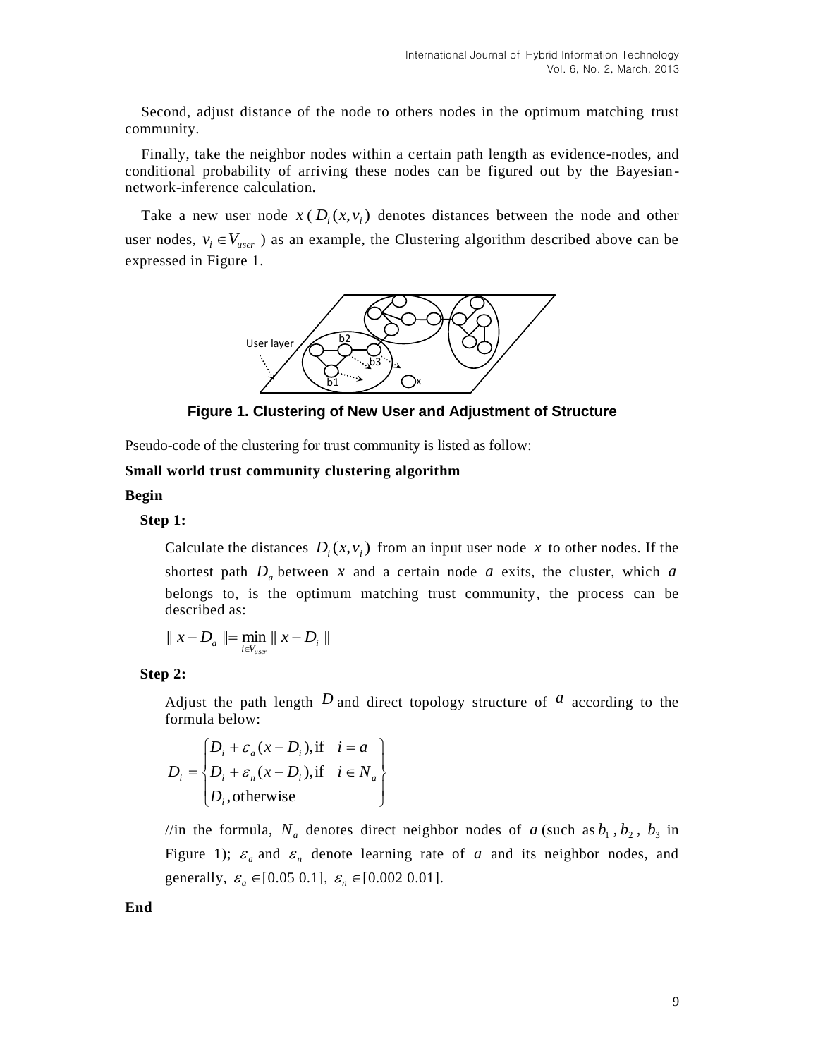Second, adjust distance of the node to others nodes in the optimum matching trust community.

Finally, take the neighbor nodes within a certain path length as evidence-nodes, and conditional probability of arriving these nodes can be figured out by the Bayesian-network-inference calculation.

Take a new user node $x$ ( $D_i(x, v_i)$ denotes distances between the node and other user nodes, $v_i \in V_{user}$ ) as an example, the Clustering algorithm described above can be expressed in Figure 1.

**Figure 1. Clustering of New User and Adjustment of Structure**

Pseudo-code of the clustering for trust community is listed as follow:

**Small world trust community clustering algorithm**

**Begin**

**Step 1:**

Calculate the distances $D_i(x, v_i)$ from an input user node $x$ to other nodes. If the shortest path $D_a$ between $x$ and a certain node $a$ exits, the cluster, which $a$ belongs to, is the optimum matching trust community, the process can be described as:

$$\| x - D_a \| = \min_{i \in V_{user}} \| x - D_i \|$$

**Step 2:**

Adjust the path length $D$ and direct topology structure of $a$ according to the formula below:

$$D_i = \begin{cases} D_i + \varepsilon_a (x - D_i), \text{if} \quad i = a \\ D_i + \varepsilon_n (x - D_i), \text{if} \quad i \in N_a \\ D_i, \text{otherwise} \end{cases}$$

//in the formula, $N_a$ denotes direct neighbor nodes of $a$ (such as $b_1$, $b_2$, $b_3$ in Figure 1); $\varepsilon_a$ and $\varepsilon_n$ denote learning rate of $a$ and its neighbor nodes, and generally, $\varepsilon_a \in [0.05 \ 0.1]$, $\varepsilon_n \in [0.002 \ 0.01]$.

**End**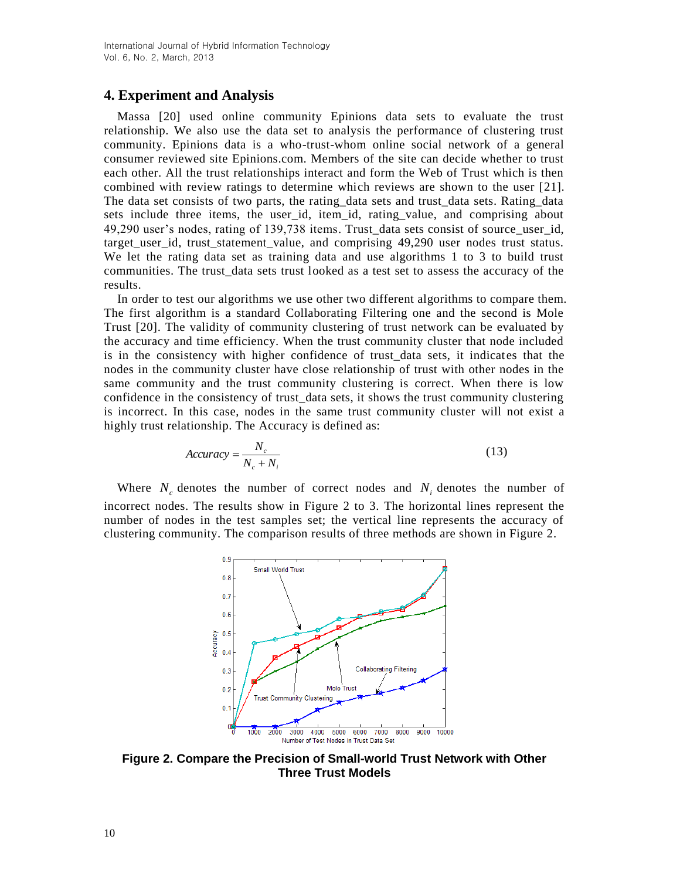## 4. Experiment and Analysis

Massa [20] used online community Epinions data sets to evaluate the trust relationship. We also use the data set to analysis the performance of clustering trust community. Epinions data is a who-trust-whom online social network of a general consumer reviewed site Epinions.com. Members of the site can decide whether to trust each other. All the trust relationships interact and form the Web of Trust which is then combined with review ratings to determine which reviews are shown to the user [21]. The data set consists of two parts, the rating_data sets and trust_data sets. Rating_data sets include three items, the user_id, item_id, rating_value, and comprising about 49,290 user's nodes, rating of 139,738 items. Trust_data sets consist of source_user_id, target_user_id, trust_statement_value, and comprising 49,290 user nodes trust status. We let the rating data set as training data and use algorithms 1 to 3 to build trust communities. The trust_data sets trust looked as a test set to assess the accuracy of the results.

In order to test our algorithms we use other two different algorithms to compare them. The first algorithm is a standard Collaborating Filtering one and the second is Mole Trust [20]. The validity of community clustering of trust network can be evaluated by the accuracy and time efficiency. When the trust community cluster that node included is in the consistency with higher confidence of trust_data sets, it indicates that the nodes in the community cluster have close relationship of trust with other nodes in the same community and the trust community clustering is correct. When there is low confidence in the consistency of trust_data sets, it shows the trust community clustering is incorrect. In this case, nodes in the same trust community cluster will not exist a highly trust relationship. The Accuracy is defined as:

$$Accuracy = \frac{N_c}{N_c + N_i} \tag{13}$$

Where $N_c$ denotes the number of correct nodes and $N_i$ denotes the number of incorrect nodes. The results show in Figure 2 to 3. The horizontal lines represent the number of nodes in the test samples set; the vertical line represents the accuracy of clustering community. The comparison results of three methods are shown in Figure 2.

**Figure 2. Compare the Precision of Small-world Trust Network with Other Three Trust Models**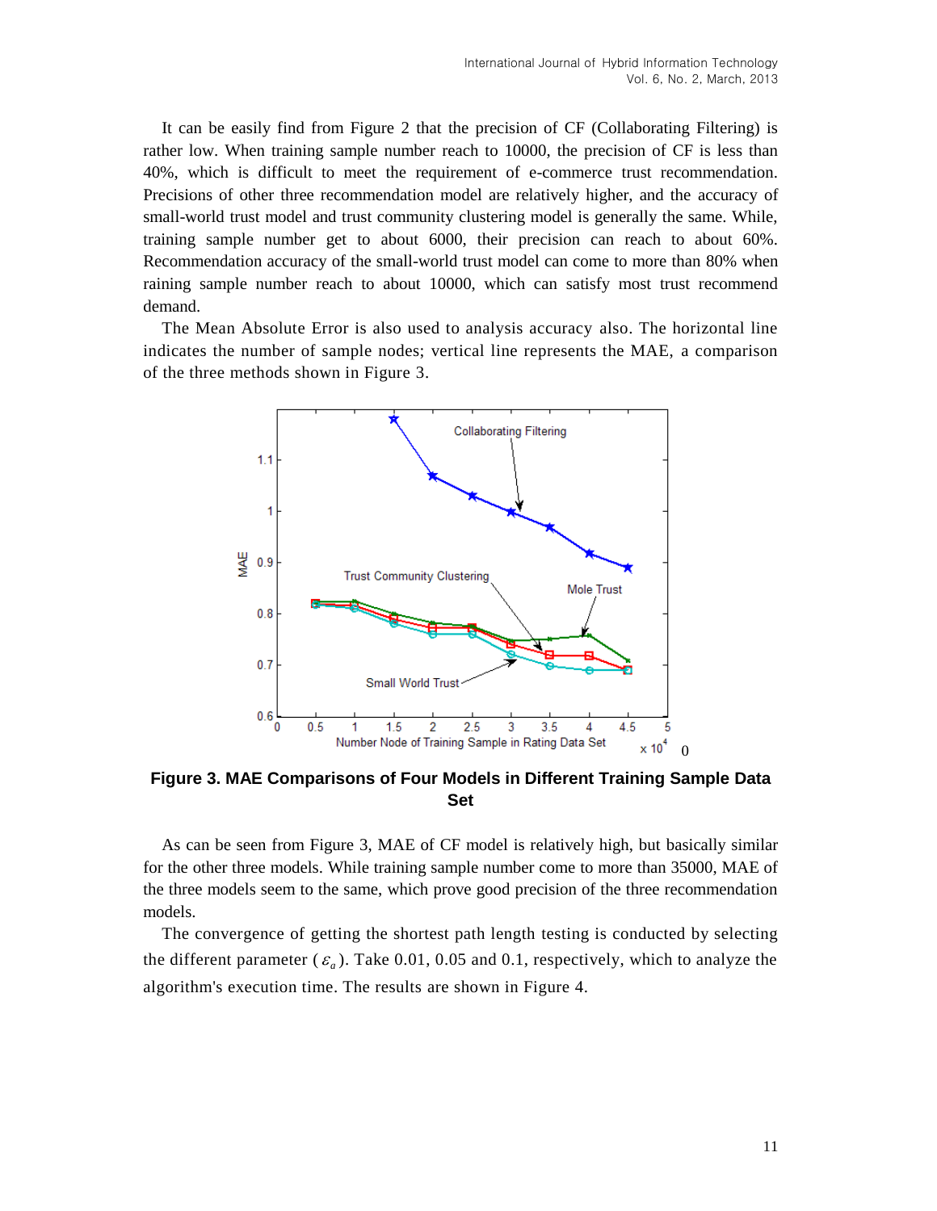It can be easily find from Figure 2 that the precision of CF (Collaborating Filtering) is rather low. When training sample number reach to 10000, the precision of CF is less than 40%, which is difficult to meet the requirement of e-commerce trust recommendation. Precisions of other three recommendation model are relatively higher, and the accuracy of small-world trust model and trust community clustering model is generally the same. While, training sample number get to about 6000, their precision can reach to about 60%. Recommendation accuracy of the small-world trust model can come to more than 80% when raining sample number reach to about 10000, which can satisfy most trust recommend demand.

The Mean Absolute Error is also used to analysis accuracy also. The horizontal line indicates the number of sample nodes; vertical line represents the MAE, a comparison of the three methods shown in Figure 3.

**Figure 3. MAE Comparisons of Four Models in Different Training Sample Data Set**

As can be seen from Figure 3, MAE of CF model is relatively high, but basically similar for the other three models. While training sample number come to more than 35000, MAE of the three models seem to the same, which prove good precision of the three recommendation models.

The convergence of getting the shortest path length testing is conducted by selecting the different parameter ($\varepsilon_a$). Take 0.01, 0.05 and 0.1, respectively, which to analyze the algorithm's execution time. The results are shown in Figure 4.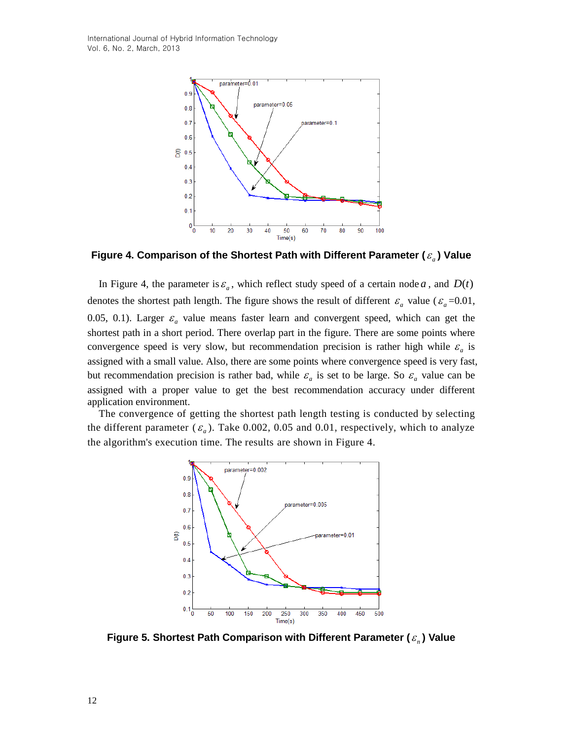**Figure 4. Comparison of the Shortest Path with Different Parameter ($\varepsilon_a$) Value**

In Figure 4, the parameter is $\varepsilon_a$, which reflect study speed of a certain node $a$, and $D(t)$ denotes the shortest path length. The figure shows the result of different $\varepsilon_a$ value ($\varepsilon_a$ =0.01, 0.05, 0.1). Larger $\varepsilon_a$ value means faster learn and convergent speed, which can get the shortest path in a short period. There overlap part in the figure. There are some points where convergence speed is very slow, but recommendation precision is rather high while $\varepsilon_a$ is assigned with a small value. Also, there are some points where convergence speed is very fast, but recommendation precision is rather bad, while $\varepsilon_a$ is set to be large. So $\varepsilon_a$ value can be assigned with a proper value to get the best recommendation accuracy under different application environment.

The convergence of getting the shortest path length testing is conducted by selecting the different parameter ($\varepsilon_a$). Take 0.002, 0.05 and 0.01, respectively, which to analyze the algorithm's execution time. The results are shown in Figure 4.

**Figure 5. Shortest Path Comparison with Different Parameter ($\varepsilon_n$) Value**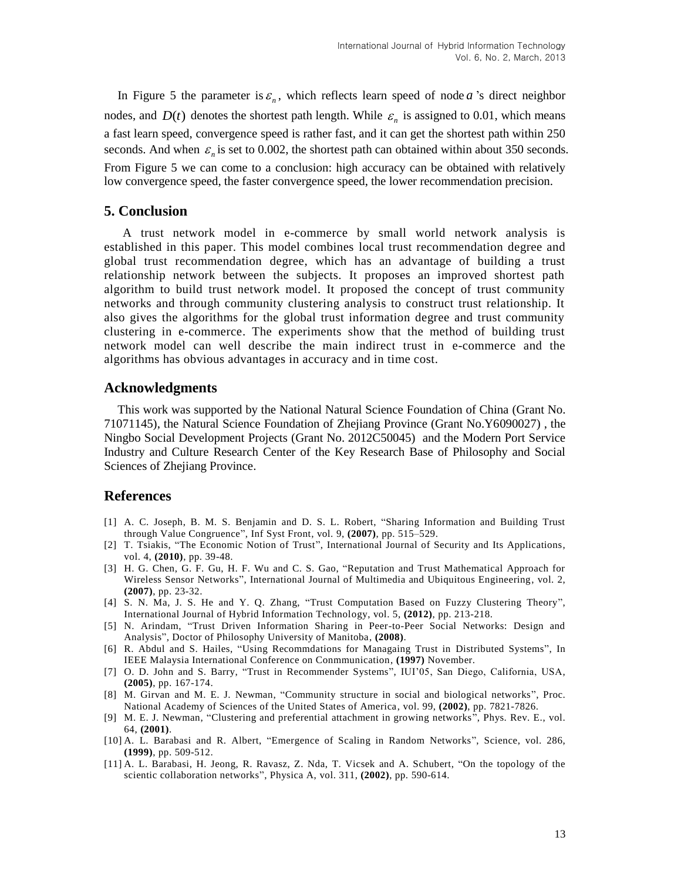In Figure 5 the parameter is $\varepsilon_n$, which reflects learn speed of node $a$'s direct neighbor nodes, and $D(t)$ denotes the shortest path length. While $\varepsilon_n$ is assigned to 0.01, which means a fast learn speed, convergence speed is rather fast, and it can get the shortest path within 250 seconds. And when $\varepsilon_n$ is set to 0.002, the shortest path can obtained within about 350 seconds. From Figure 5 we can come to a conclusion: high accuracy can be obtained with relatively low convergence speed, the faster convergence speed, the lower recommendation precision.

## 5. Conclusion

A trust network model in e-commerce by small world network analysis is established in this paper. This model combines local trust recommendation degree and global trust recommendation degree, which has an advantage of building a trust relationship network between the subjects. It proposes an improved shortest path algorithm to build trust network model. It proposed the concept of trust community networks and through community clustering analysis to construct trust relationship. It also gives the algorithms for the global trust information degree and trust community clustering in e-commerce. The experiments show that the method of building trust network model can well describe the main indirect trust in e-commerce and the algorithms has obvious advantages in accuracy and in time cost.

## Acknowledgments

This work was supported by the National Natural Science Foundation of China (Grant No. 71071145), the Natural Science Foundation of Zhejiang Province (Grant No.Y6090027) , the Ningbo Social Development Projects (Grant No. 2012C50045) and the Modern Port Service Industry and Culture Research Center of the Key Research Base of Philosophy and Social Sciences of Zhejiang Province.

## References

[1] A. C. Joseph, B. M. S. Benjamin and D. S. L. Robert, "Sharing Information and Building Trust through Value Congruence", Inf Syst Front, vol. 9, **(2007)**, pp. 515–529.

[2] T. Tsiakis, "The Economic Notion of Trust", International Journal of Security and Its Applications, vol. 4, **(2010)**, pp. 39-48.

[3] H. G. Chen, G. F. Gu, H. F. Wu and C. S. Gao, "Reputation and Trust Mathematical Approach for Wireless Sensor Networks", International Journal of Multimedia and Ubiquitous Engineering, vol. 2, **(2007)**, pp. 23-32.

[4] S. N. Ma, J. S. He and Y. Q. Zhang, "Trust Computation Based on Fuzzy Clustering Theory", International Journal of Hybrid Information Technology, vol. 5, **(2012)**, pp. 213-218.

[5] N. Arindam, "Trust Driven Information Sharing in Peer-to-Peer Social Networks: Design and Analysis", Doctor of Philosophy University of Manitoba, **(2008)**.

[6] R. Abdul and S. Hailes, "Using Recommdations for Managaing Trust in Distributed Systems", In IEEE Malaysia International Conference on Conmmunication, **(1997)** November.

[7] O. D. John and S. Barry, "Trust in Recommender Systems", IUI'05, San Diego, California, USA, **(2005)**, pp. 167-174.

[8] M. Girvan and M. E. J. Newman, "Community structure in social and biological networks", Proc. National Academy of Sciences of the United States of America, vol. 99, **(2002)**, pp. 7821-7826.

[9] M. E. J. Newman, "Clustering and preferential attachment in growing networks", Phys. Rev. E., vol. 64, **(2001)**.

[10] A. L. Barabasi and R. Albert, "Emergence of Scaling in Random Networks", Science, vol. 286, **(1999)**, pp. 509-512.

[11] A. L. Barabasi, H. Jeong, R. Ravasz, Z. Nda, T. Vicsek and A. Schubert, "On the topology of the scientic collaboration networks", Physica A, vol. 311, **(2002)**, pp. 590-614.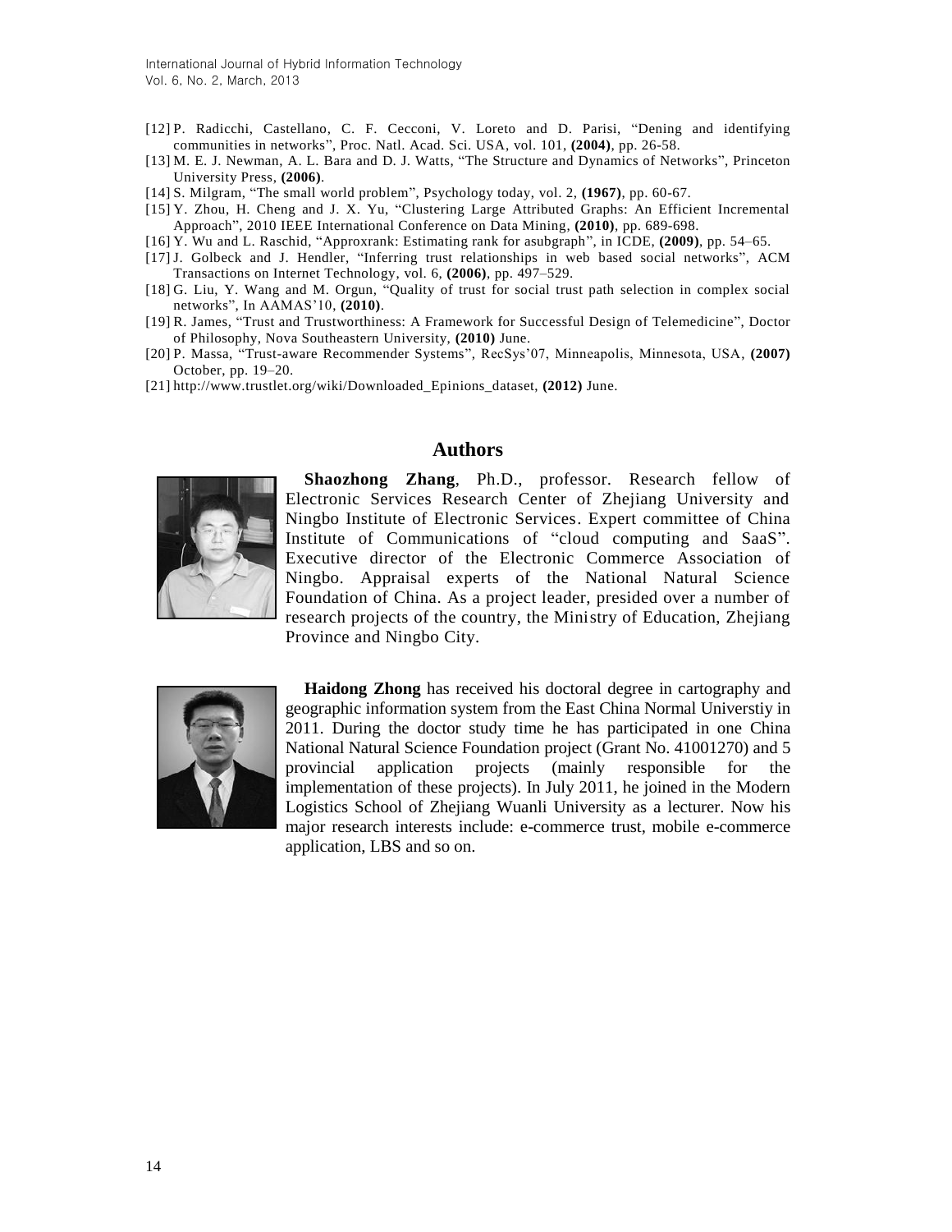[12] P. Radicchi, Castellano, C. F. Cecconi, V. Loreto and D. Parisi, "Dening and identifying communities in networks", Proc. Natl. Acad. Sci. USA, vol. 101, **(2004)**, pp. 26-58.

[13] M. E. J. Newman, A. L. Bara and D. J. Watts, "The Structure and Dynamics of Networks", Princeton University Press, **(2006)**.

[14] S. Milgram, "The small world problem", Psychology today, vol. 2, **(1967)**, pp. 60-67.

[15] Y. Zhou, H. Cheng and J. X. Yu, "Clustering Large Attributed Graphs: An Efficient Incremental Approach", 2010 IEEE International Conference on Data Mining, **(2010)**, pp. 689-698.

[16] Y. Wu and L. Raschid, "Approxrank: Estimating rank for asubgraph", in ICDE, **(2009)**, pp. 54–65.

[17] J. Golbeck and J. Hendler, "Inferring trust relationships in web based social networks", ACM Transactions on Internet Technology, vol. 6, **(2006)**, pp. 497–529.

[18] G. Liu, Y. Wang and M. Orgun, "Quality of trust for social trust path selection in complex social networks", In AAMAS'10, **(2010)**.

[19] R. James, "Trust and Trustworthiness: A Framework for Successful Design of Telemedicine", Doctor of Philosophy, Nova Southeastern University, **(2010)** June.

[20] P. Massa, "Trust-aware Recommender Systems", RecSys'07, Minneapolis, Minnesota, USA, **(2007)** October, pp. 19–20.

[21] http://www.trustlet.org/wiki/Downloaded_Epinions_dataset, **(2012)** June.

## Authors

**Shaozhong Zhang**, Ph.D., professor. Research fellow of Electronic Services Research Center of Zhejiang University and Ningbo Institute of Electronic Services. Expert committee of China Institute of Communications of "cloud computing and SaaS". Executive director of the Electronic Commerce Association of Ningbo. Appraisal experts of the National Natural Science Foundation of China. As a project leader, presided over a number of research projects of the country, the Ministry of Education, Zhejiang Province and Ningbo City.

**Haidong Zhong** has received his doctoral degree in cartography and geographic information system from the East China Normal Universtiy in 2011. During the doctor study time he has participated in one China National Natural Science Foundation project (Grant No. 41001270) and 5 provincial application projects (mainly responsible for the implementation of these projects). In July 2011, he joined in the Modern Logistics School of Zhejiang Wuanli University as a lecturer. Now his major research interests include: e-commerce trust, mobile e-commerce application, LBS and so on.